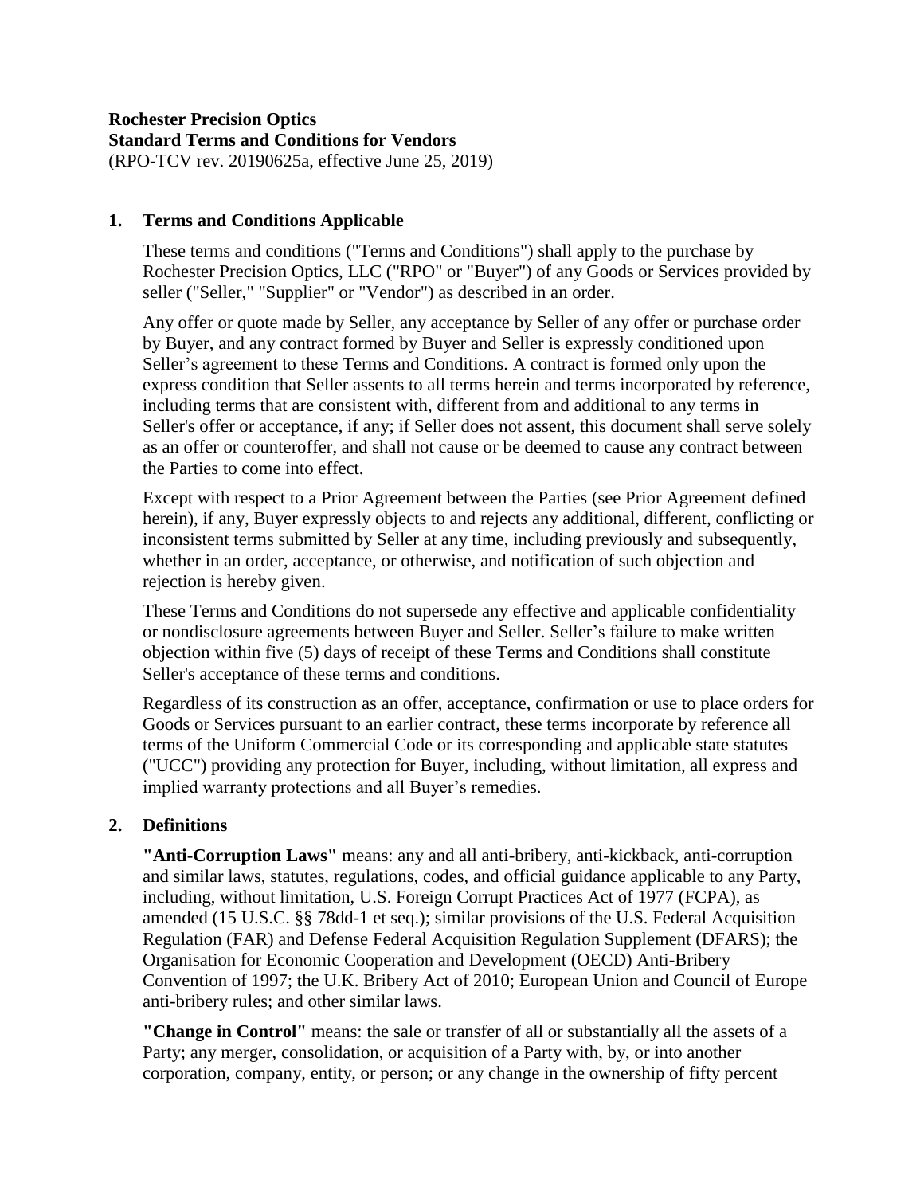**Rochester Precision Optics**
**Standard Terms and Conditions for Vendors**
(RPO-TCV rev. 20190625a, effective June 25, 2019)

## 1. Terms and Conditions Applicable

These terms and conditions ("Terms and Conditions") shall apply to the purchase by Rochester Precision Optics, LLC ("RPO" or "Buyer") of any Goods or Services provided by seller ("Seller," "Supplier" or "Vendor") as described in an order.

Any offer or quote made by Seller, any acceptance by Seller of any offer or purchase order by Buyer, and any contract formed by Buyer and Seller is expressly conditioned upon Seller's agreement to these Terms and Conditions. A contract is formed only upon the express condition that Seller assents to all terms herein and terms incorporated by reference, including terms that are consistent with, different from and additional to any terms in Seller's offer or acceptance, if any; if Seller does not assent, this document shall serve solely as an offer or counteroffer, and shall not cause or be deemed to cause any contract between the Parties to come into effect.

Except with respect to a Prior Agreement between the Parties (see Prior Agreement defined herein), if any, Buyer expressly objects to and rejects any additional, different, conflicting or inconsistent terms submitted by Seller at any time, including previously and subsequently, whether in an order, acceptance, or otherwise, and notification of such objection and rejection is hereby given.

These Terms and Conditions do not supersede any effective and applicable confidentiality or nondisclosure agreements between Buyer and Seller. Seller's failure to make written objection within five (5) days of receipt of these Terms and Conditions shall constitute Seller's acceptance of these terms and conditions.

Regardless of its construction as an offer, acceptance, confirmation or use to place orders for Goods or Services pursuant to an earlier contract, these terms incorporate by reference all terms of the Uniform Commercial Code or its corresponding and applicable state statutes ("UCC") providing any protection for Buyer, including, without limitation, all express and implied warranty protections and all Buyer's remedies.

## 2. Definitions

**"Anti-Corruption Laws"** means: any and all anti-bribery, anti-kickback, anti-corruption and similar laws, statutes, regulations, codes, and official guidance applicable to any Party, including, without limitation, U.S. Foreign Corrupt Practices Act of 1977 (FCPA), as amended (15 U.S.C. §§ 78dd-1 et seq.); similar provisions of the U.S. Federal Acquisition Regulation (FAR) and Defense Federal Acquisition Regulation Supplement (DFARS); the Organisation for Economic Cooperation and Development (OECD) Anti-Bribery Convention of 1997; the U.K. Bribery Act of 2010; European Union and Council of Europe anti-bribery rules; and other similar laws.

**"Change in Control"** means: the sale or transfer of all or substantially all the assets of a Party; any merger, consolidation, or acquisition of a Party with, by, or into another corporation, company, entity, or person; or any change in the ownership of fifty percent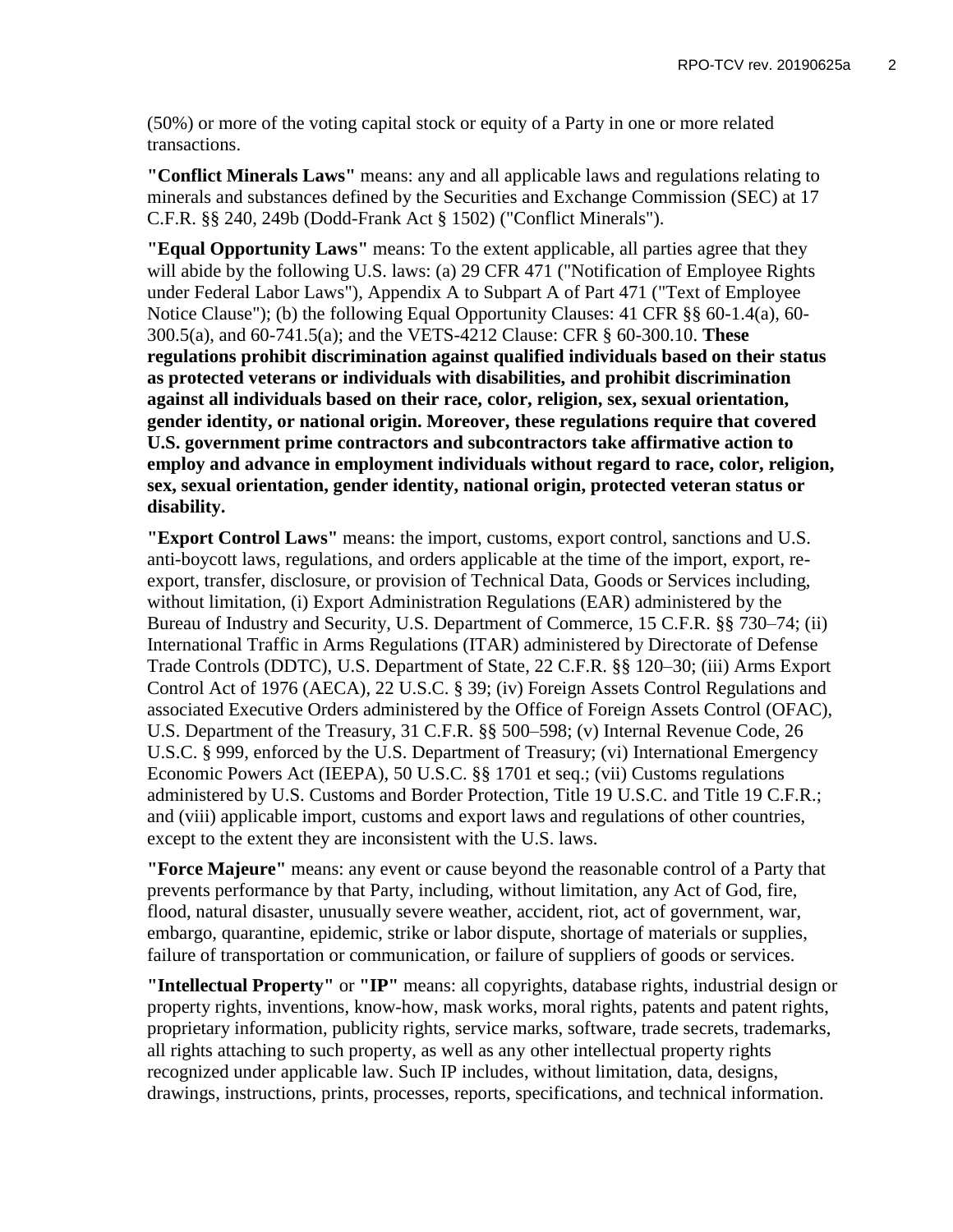(50%) or more of the voting capital stock or equity of a Party in one or more related transactions.

**"Conflict Minerals Laws"** means: any and all applicable laws and regulations relating to minerals and substances defined by the Securities and Exchange Commission (SEC) at 17 C.F.R. §§ 240, 249b (Dodd-Frank Act § 1502) ("Conflict Minerals").

**"Equal Opportunity Laws"** means: To the extent applicable, all parties agree that they will abide by the following U.S. laws: (a) 29 CFR 471 ("Notification of Employee Rights under Federal Labor Laws"), Appendix A to Subpart A of Part 471 ("Text of Employee Notice Clause"); (b) the following Equal Opportunity Clauses: 41 CFR §§ 60-1.4(a), 60-300.5(a), and 60-741.5(a); and the VETS-4212 Clause: CFR § 60-300.10. **These regulations prohibit discrimination against qualified individuals based on their status as protected veterans or individuals with disabilities, and prohibit discrimination against all individuals based on their race, color, religion, sex, sexual orientation, gender identity, or national origin. Moreover, these regulations require that covered U.S. government prime contractors and subcontractors take affirmative action to employ and advance in employment individuals without regard to race, color, religion, sex, sexual orientation, gender identity, national origin, protected veteran status or disability.**

**"Export Control Laws"** means: the import, customs, export control, sanctions and U.S. anti-boycott laws, regulations, and orders applicable at the time of the import, export, re-export, transfer, disclosure, or provision of Technical Data, Goods or Services including, without limitation, (i) Export Administration Regulations (EAR) administered by the Bureau of Industry and Security, U.S. Department of Commerce, 15 C.F.R. §§ 730–74; (ii) International Traffic in Arms Regulations (ITAR) administered by Directorate of Defense Trade Controls (DDTC), U.S. Department of State, 22 C.F.R. §§ 120–30; (iii) Arms Export Control Act of 1976 (AECA), 22 U.S.C. § 39; (iv) Foreign Assets Control Regulations and associated Executive Orders administered by the Office of Foreign Assets Control (OFAC), U.S. Department of the Treasury, 31 C.F.R. §§ 500–598; (v) Internal Revenue Code, 26 U.S.C. § 999, enforced by the U.S. Department of Treasury; (vi) International Emergency Economic Powers Act (IEEPA), 50 U.S.C. §§ 1701 et seq.; (vii) Customs regulations administered by U.S. Customs and Border Protection, Title 19 U.S.C. and Title 19 C.F.R.; and (viii) applicable import, customs and export laws and regulations of other countries, except to the extent they are inconsistent with the U.S. laws.

**"Force Majeure"** means: any event or cause beyond the reasonable control of a Party that prevents performance by that Party, including, without limitation, any Act of God, fire, flood, natural disaster, unusually severe weather, accident, riot, act of government, war, embargo, quarantine, epidemic, strike or labor dispute, shortage of materials or supplies, failure of transportation or communication, or failure of suppliers of goods or services.

**"Intellectual Property"** or **"IP"** means: all copyrights, database rights, industrial design or property rights, inventions, know-how, mask works, moral rights, patents and patent rights, proprietary information, publicity rights, service marks, software, trade secrets, trademarks, all rights attaching to such property, as well as any other intellectual property rights recognized under applicable law. Such IP includes, without limitation, data, designs, drawings, instructions, prints, processes, reports, specifications, and technical information.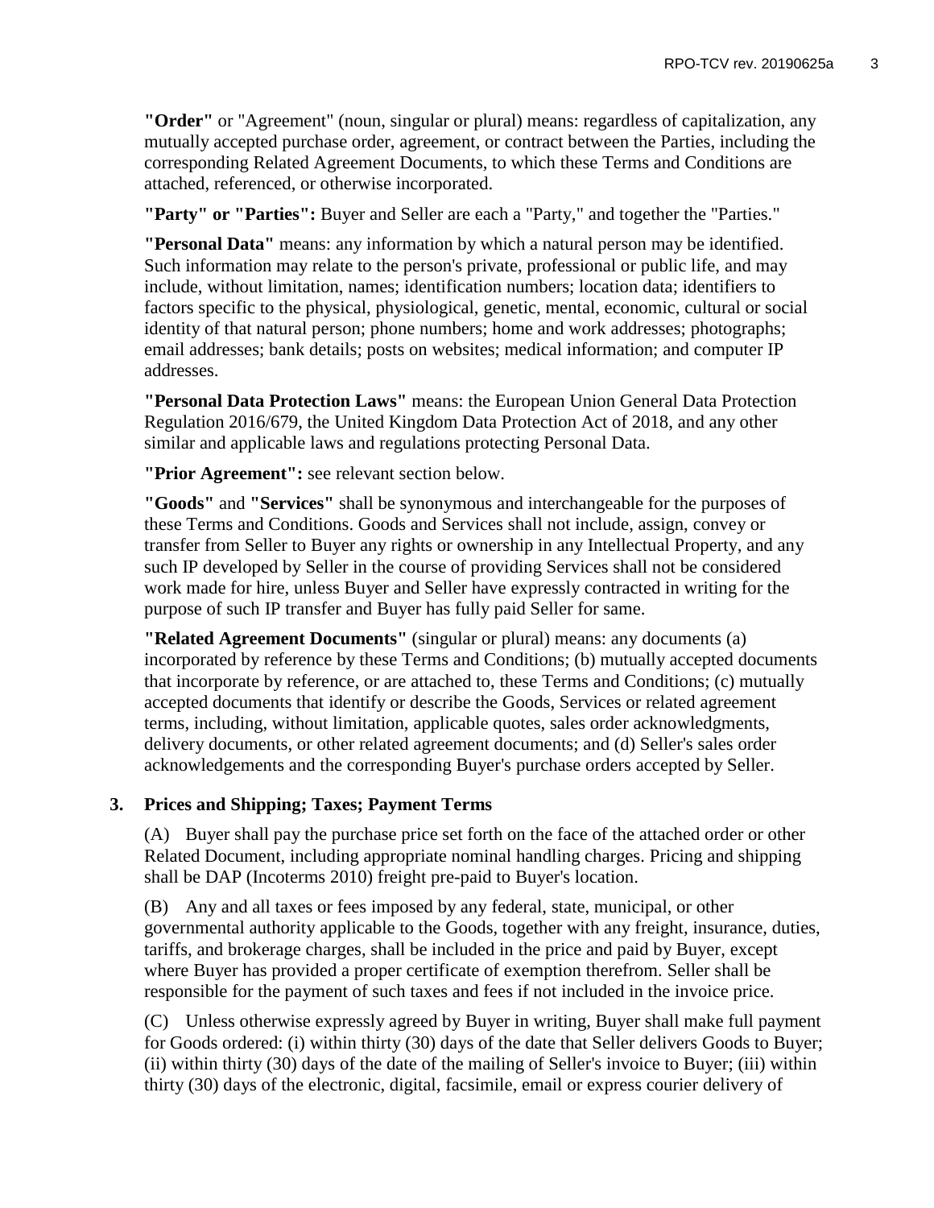**"Order"** or "Agreement" (noun, singular or plural) means: regardless of capitalization, any mutually accepted purchase order, agreement, or contract between the Parties, including the corresponding Related Agreement Documents, to which these Terms and Conditions are attached, referenced, or otherwise incorporated.

**"Party" or "Parties":** Buyer and Seller are each a "Party," and together the "Parties."

**"Personal Data"** means: any information by which a natural person may be identified. Such information may relate to the person's private, professional or public life, and may include, without limitation, names; identification numbers; location data; identifiers to factors specific to the physical, physiological, genetic, mental, economic, cultural or social identity of that natural person; phone numbers; home and work addresses; photographs; email addresses; bank details; posts on websites; medical information; and computer IP addresses.

**"Personal Data Protection Laws"** means: the European Union General Data Protection Regulation 2016/679, the United Kingdom Data Protection Act of 2018, and any other similar and applicable laws and regulations protecting Personal Data.

**"Prior Agreement":** see relevant section below.

**"Goods"** and **"Services"** shall be synonymous and interchangeable for the purposes of these Terms and Conditions. Goods and Services shall not include, assign, convey or transfer from Seller to Buyer any rights or ownership in any Intellectual Property, and any such IP developed by Seller in the course of providing Services shall not be considered work made for hire, unless Buyer and Seller have expressly contracted in writing for the purpose of such IP transfer and Buyer has fully paid Seller for same.

**"Related Agreement Documents"** (singular or plural) means: any documents (a) incorporated by reference by these Terms and Conditions; (b) mutually accepted documents that incorporate by reference, or are attached to, these Terms and Conditions; (c) mutually accepted documents that identify or describe the Goods, Services or related agreement terms, including, without limitation, applicable quotes, sales order acknowledgments, delivery documents, or other related agreement documents; and (d) Seller's sales order acknowledgements and the corresponding Buyer's purchase orders accepted by Seller.

## 3. Prices and Shipping; Taxes; Payment Terms

(A) Buyer shall pay the purchase price set forth on the face of the attached order or other Related Document, including appropriate nominal handling charges. Pricing and shipping shall be DAP (Incoterms 2010) freight pre-paid to Buyer's location.

(B) Any and all taxes or fees imposed by any federal, state, municipal, or other governmental authority applicable to the Goods, together with any freight, insurance, duties, tariffs, and brokerage charges, shall be included in the price and paid by Buyer, except where Buyer has provided a proper certificate of exemption therefrom. Seller shall be responsible for the payment of such taxes and fees if not included in the invoice price.

(C) Unless otherwise expressly agreed by Buyer in writing, Buyer shall make full payment for Goods ordered: (i) within thirty (30) days of the date that Seller delivers Goods to Buyer; (ii) within thirty (30) days of the date of the mailing of Seller's invoice to Buyer; (iii) within thirty (30) days of the electronic, digital, facsimile, email or express courier delivery of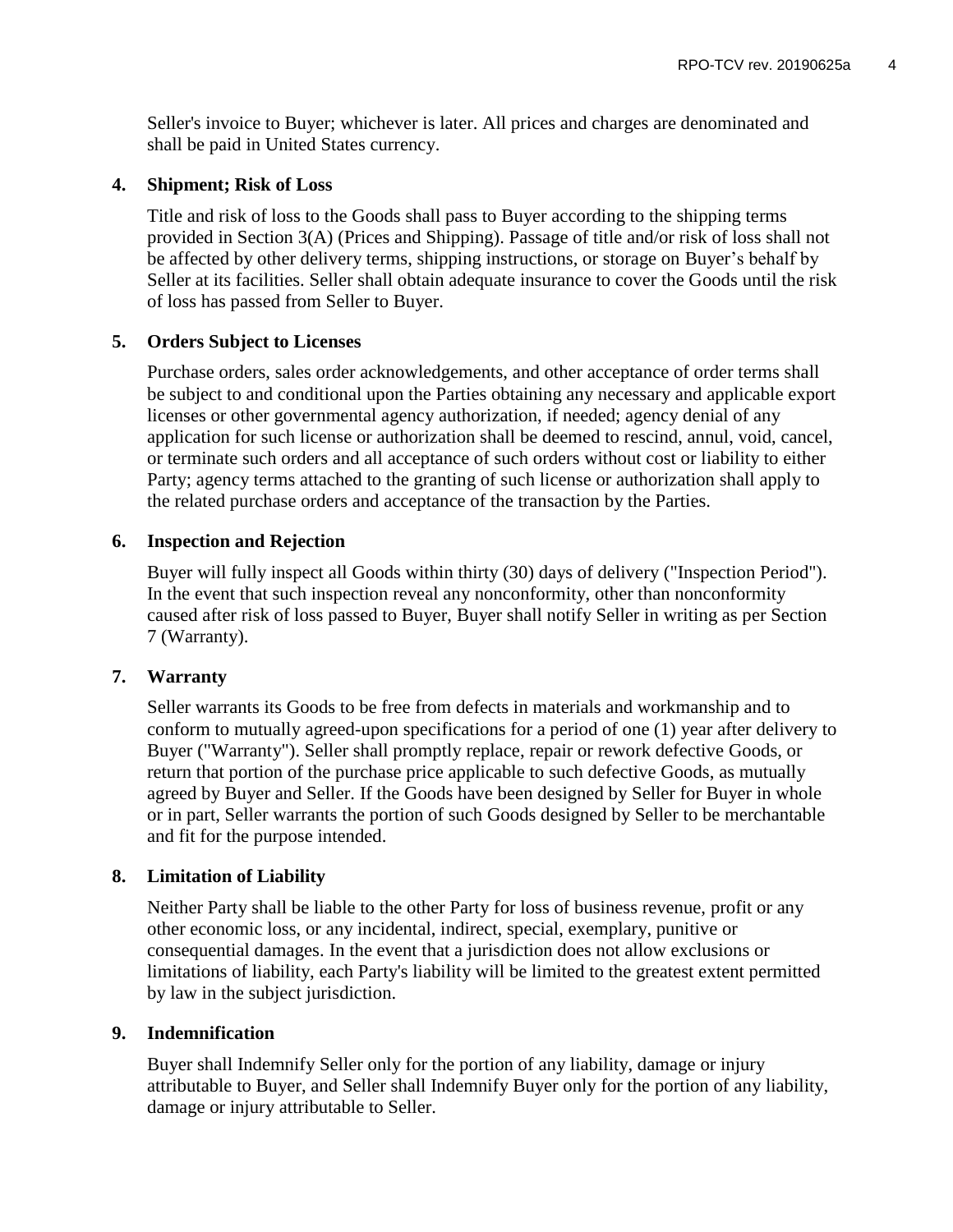Seller's invoice to Buyer; whichever is later. All prices and charges are denominated and shall be paid in United States currency.

## 4. Shipment; Risk of Loss

Title and risk of loss to the Goods shall pass to Buyer according to the shipping terms provided in Section 3(A) (Prices and Shipping). Passage of title and/or risk of loss shall not be affected by other delivery terms, shipping instructions, or storage on Buyer's behalf by Seller at its facilities. Seller shall obtain adequate insurance to cover the Goods until the risk of loss has passed from Seller to Buyer.

## 5. Orders Subject to Licenses

Purchase orders, sales order acknowledgements, and other acceptance of order terms shall be subject to and conditional upon the Parties obtaining any necessary and applicable export licenses or other governmental agency authorization, if needed; agency denial of any application for such license or authorization shall be deemed to rescind, annul, void, cancel, or terminate such orders and all acceptance of such orders without cost or liability to either Party; agency terms attached to the granting of such license or authorization shall apply to the related purchase orders and acceptance of the transaction by the Parties.

## 6. Inspection and Rejection

Buyer will fully inspect all Goods within thirty (30) days of delivery ("Inspection Period"). In the event that such inspection reveal any nonconformity, other than nonconformity caused after risk of loss passed to Buyer, Buyer shall notify Seller in writing as per Section 7 (Warranty).

## 7. Warranty

Seller warrants its Goods to be free from defects in materials and workmanship and to conform to mutually agreed-upon specifications for a period of one (1) year after delivery to Buyer ("Warranty"). Seller shall promptly replace, repair or rework defective Goods, or return that portion of the purchase price applicable to such defective Goods, as mutually agreed by Buyer and Seller. If the Goods have been designed by Seller for Buyer in whole or in part, Seller warrants the portion of such Goods designed by Seller to be merchantable and fit for the purpose intended.

## 8. Limitation of Liability

Neither Party shall be liable to the other Party for loss of business revenue, profit or any other economic loss, or any incidental, indirect, special, exemplary, punitive or consequential damages. In the event that a jurisdiction does not allow exclusions or limitations of liability, each Party's liability will be limited to the greatest extent permitted by law in the subject jurisdiction.

## 9. Indemnification

Buyer shall Indemnify Seller only for the portion of any liability, damage or injury attributable to Buyer, and Seller shall Indemnify Buyer only for the portion of any liability, damage or injury attributable to Seller.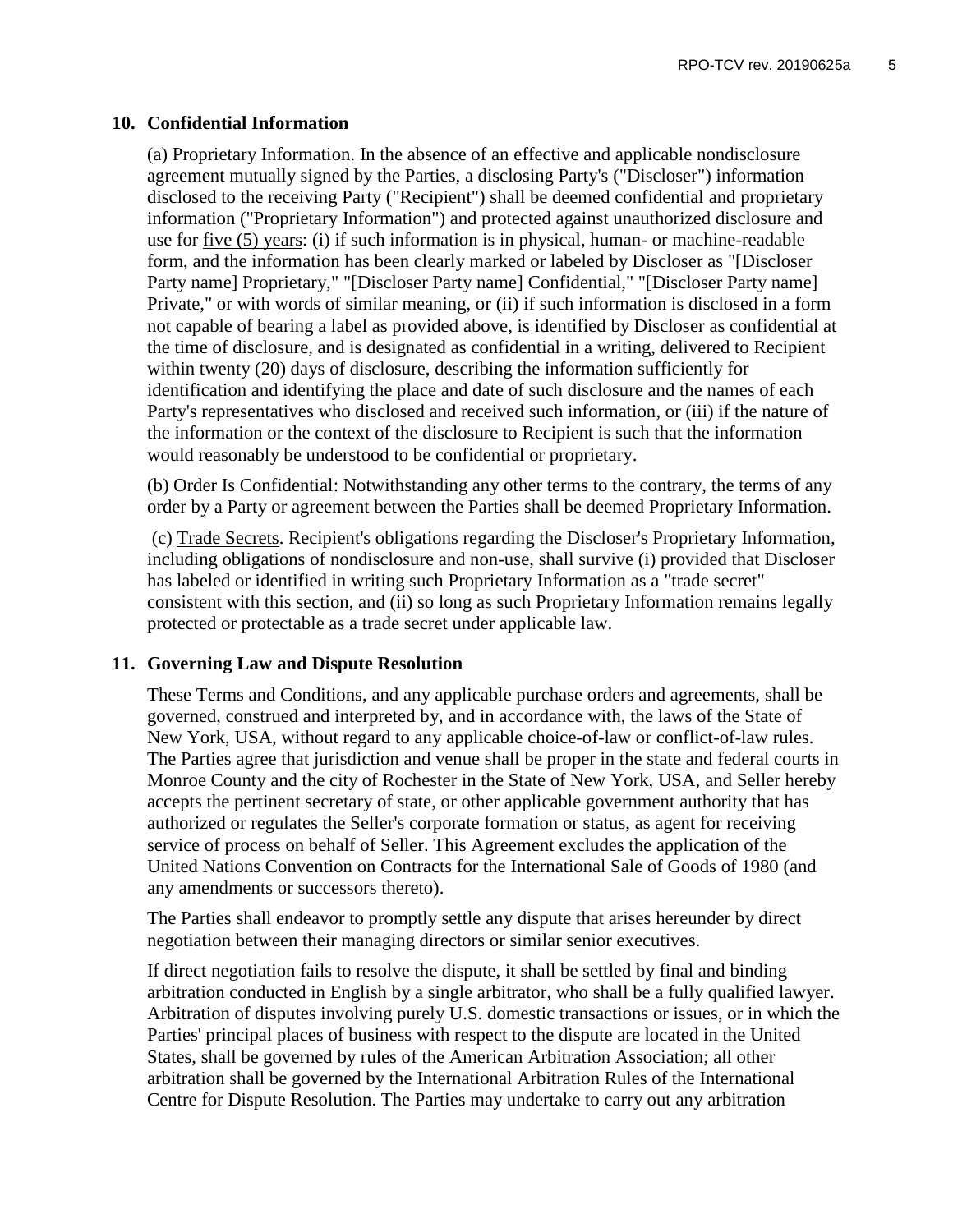## 10. Confidential Information

(a) Proprietary Information. In the absence of an effective and applicable nondisclosure agreement mutually signed by the Parties, a disclosing Party's ("Discloser") information disclosed to the receiving Party ("Recipient") shall be deemed confidential and proprietary information ("Proprietary Information") and protected against unauthorized disclosure and use for five (5) years: (i) if such information is in physical, human- or machine-readable form, and the information has been clearly marked or labeled by Discloser as "[Discloser Party name] Proprietary," "[Discloser Party name] Confidential," "[Discloser Party name] Private," or with words of similar meaning, or (ii) if such information is disclosed in a form not capable of bearing a label as provided above, is identified by Discloser as confidential at the time of disclosure, and is designated as confidential in a writing, delivered to Recipient within twenty (20) days of disclosure, describing the information sufficiently for identification and identifying the place and date of such disclosure and the names of each Party's representatives who disclosed and received such information, or (iii) if the nature of the information or the context of the disclosure to Recipient is such that the information would reasonably be understood to be confidential or proprietary.

(b) Order Is Confidential: Notwithstanding any other terms to the contrary, the terms of any order by a Party or agreement between the Parties shall be deemed Proprietary Information.

(c) Trade Secrets. Recipient's obligations regarding the Discloser's Proprietary Information, including obligations of nondisclosure and non-use, shall survive (i) provided that Discloser has labeled or identified in writing such Proprietary Information as a "trade secret" consistent with this section, and (ii) so long as such Proprietary Information remains legally protected or protectable as a trade secret under applicable law.

## 11. Governing Law and Dispute Resolution

These Terms and Conditions, and any applicable purchase orders and agreements, shall be governed, construed and interpreted by, and in accordance with, the laws of the State of New York, USA, without regard to any applicable choice-of-law or conflict-of-law rules. The Parties agree that jurisdiction and venue shall be proper in the state and federal courts in Monroe County and the city of Rochester in the State of New York, USA, and Seller hereby accepts the pertinent secretary of state, or other applicable government authority that has authorized or regulates the Seller's corporate formation or status, as agent for receiving service of process on behalf of Seller. This Agreement excludes the application of the United Nations Convention on Contracts for the International Sale of Goods of 1980 (and any amendments or successors thereto).

The Parties shall endeavor to promptly settle any dispute that arises hereunder by direct negotiation between their managing directors or similar senior executives.

If direct negotiation fails to resolve the dispute, it shall be settled by final and binding arbitration conducted in English by a single arbitrator, who shall be a fully qualified lawyer. Arbitration of disputes involving purely U.S. domestic transactions or issues, or in which the Parties' principal places of business with respect to the dispute are located in the United States, shall be governed by rules of the American Arbitration Association; all other arbitration shall be governed by the International Arbitration Rules of the International Centre for Dispute Resolution. The Parties may undertake to carry out any arbitration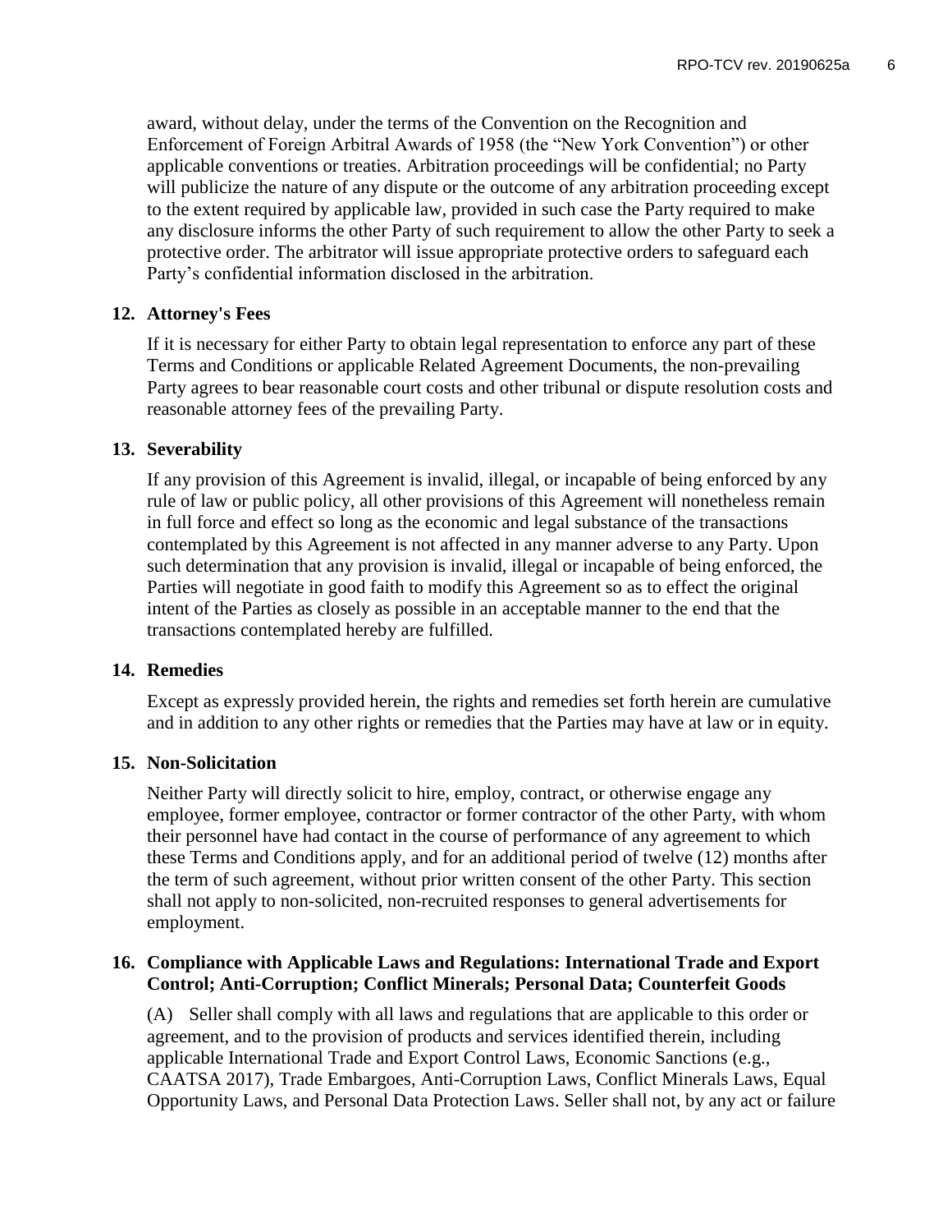award, without delay, under the terms of the Convention on the Recognition and Enforcement of Foreign Arbitral Awards of 1958 (the "New York Convention") or other applicable conventions or treaties. Arbitration proceedings will be confidential; no Party will publicize the nature of any dispute or the outcome of any arbitration proceeding except to the extent required by applicable law, provided in such case the Party required to make any disclosure informs the other Party of such requirement to allow the other Party to seek a protective order. The arbitrator will issue appropriate protective orders to safeguard each Party's confidential information disclosed in the arbitration.

## 12. Attorney's Fees

If it is necessary for either Party to obtain legal representation to enforce any part of these Terms and Conditions or applicable Related Agreement Documents, the non-prevailing Party agrees to bear reasonable court costs and other tribunal or dispute resolution costs and reasonable attorney fees of the prevailing Party.

## 13. Severability

If any provision of this Agreement is invalid, illegal, or incapable of being enforced by any rule of law or public policy, all other provisions of this Agreement will nonetheless remain in full force and effect so long as the economic and legal substance of the transactions contemplated by this Agreement is not affected in any manner adverse to any Party. Upon such determination that any provision is invalid, illegal or incapable of being enforced, the Parties will negotiate in good faith to modify this Agreement so as to effect the original intent of the Parties as closely as possible in an acceptable manner to the end that the transactions contemplated hereby are fulfilled.

## 14. Remedies

Except as expressly provided herein, the rights and remedies set forth herein are cumulative and in addition to any other rights or remedies that the Parties may have at law or in equity.

## 15. Non-Solicitation

Neither Party will directly solicit to hire, employ, contract, or otherwise engage any employee, former employee, contractor or former contractor of the other Party, with whom their personnel have had contact in the course of performance of any agreement to which these Terms and Conditions apply, and for an additional period of twelve (12) months after the term of such agreement, without prior written consent of the other Party. This section shall not apply to non-solicited, non-recruited responses to general advertisements for employment.

## 16. Compliance with Applicable Laws and Regulations: International Trade and Export Control; Anti-Corruption; Conflict Minerals; Personal Data; Counterfeit Goods

(A) Seller shall comply with all laws and regulations that are applicable to this order or agreement, and to the provision of products and services identified therein, including applicable International Trade and Export Control Laws, Economic Sanctions (e.g., CAATSA 2017), Trade Embargoes, Anti-Corruption Laws, Conflict Minerals Laws, Equal Opportunity Laws, and Personal Data Protection Laws. Seller shall not, by any act or failure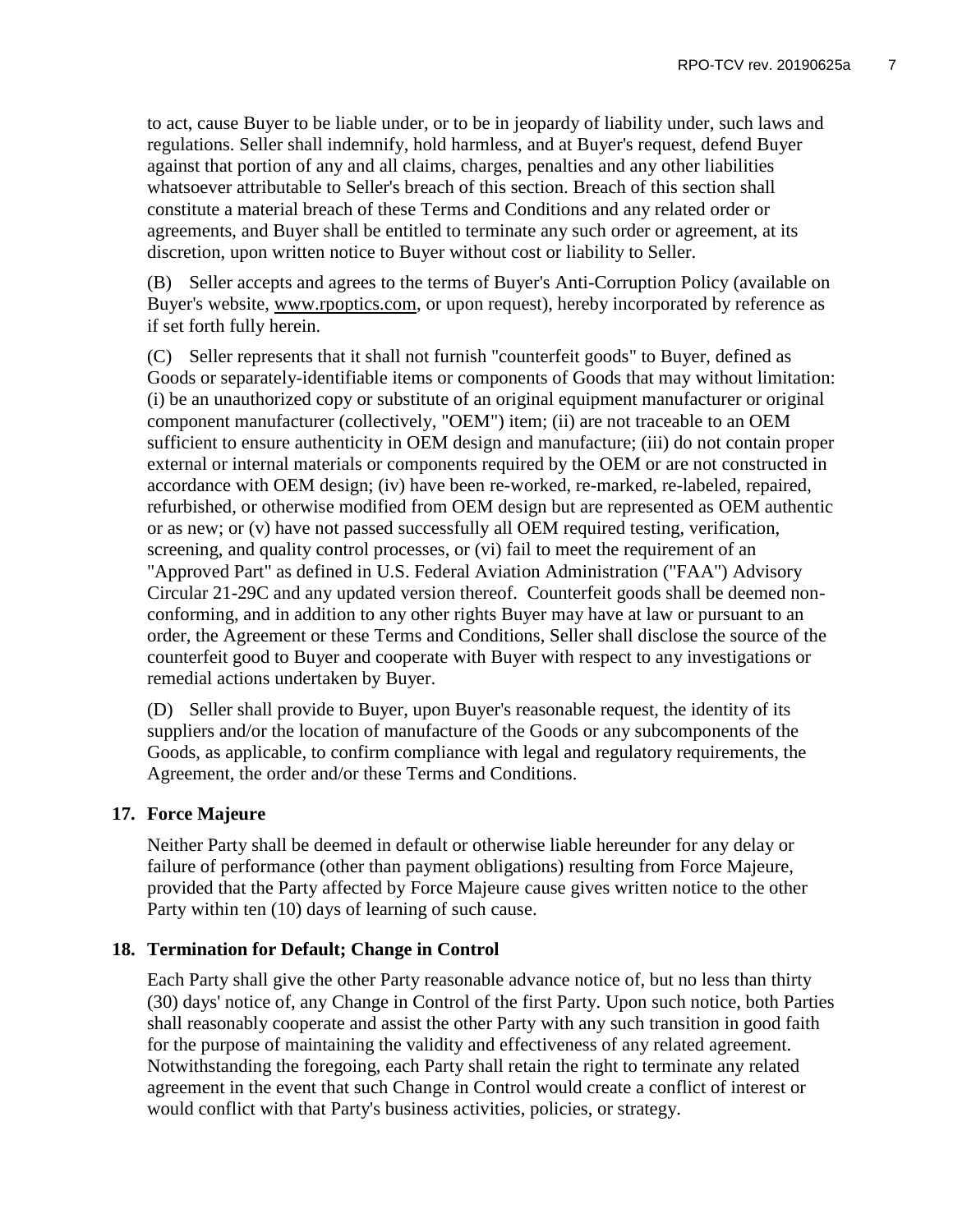to act, cause Buyer to be liable under, or to be in jeopardy of liability under, such laws and regulations. Seller shall indemnify, hold harmless, and at Buyer's request, defend Buyer against that portion of any and all claims, charges, penalties and any other liabilities whatsoever attributable to Seller's breach of this section. Breach of this section shall constitute a material breach of these Terms and Conditions and any related order or agreements, and Buyer shall be entitled to terminate any such order or agreement, at its discretion, upon written notice to Buyer without cost or liability to Seller.

(B) Seller accepts and agrees to the terms of Buyer's Anti-Corruption Policy (available on Buyer's website, www.rpoptics.com, or upon request), hereby incorporated by reference as if set forth fully herein.

(C) Seller represents that it shall not furnish "counterfeit goods" to Buyer, defined as Goods or separately-identifiable items or components of Goods that may without limitation: (i) be an unauthorized copy or substitute of an original equipment manufacturer or original component manufacturer (collectively, "OEM") item; (ii) are not traceable to an OEM sufficient to ensure authenticity in OEM design and manufacture; (iii) do not contain proper external or internal materials or components required by the OEM or are not constructed in accordance with OEM design; (iv) have been re-worked, re-marked, re-labeled, repaired, refurbished, or otherwise modified from OEM design but are represented as OEM authentic or as new; or (v) have not passed successfully all OEM required testing, verification, screening, and quality control processes, or (vi) fail to meet the requirement of an "Approved Part" as defined in U.S. Federal Aviation Administration ("FAA") Advisory Circular 21-29C and any updated version thereof. Counterfeit goods shall be deemed non-conforming, and in addition to any other rights Buyer may have at law or pursuant to an order, the Agreement or these Terms and Conditions, Seller shall disclose the source of the counterfeit good to Buyer and cooperate with Buyer with respect to any investigations or remedial actions undertaken by Buyer.

(D) Seller shall provide to Buyer, upon Buyer's reasonable request, the identity of its suppliers and/or the location of manufacture of the Goods or any subcomponents of the Goods, as applicable, to confirm compliance with legal and regulatory requirements, the Agreement, the order and/or these Terms and Conditions.

## 17. Force Majeure

Neither Party shall be deemed in default or otherwise liable hereunder for any delay or failure of performance (other than payment obligations) resulting from Force Majeure, provided that the Party affected by Force Majeure cause gives written notice to the other Party within ten (10) days of learning of such cause.

## 18. Termination for Default; Change in Control

Each Party shall give the other Party reasonable advance notice of, but no less than thirty (30) days' notice of, any Change in Control of the first Party. Upon such notice, both Parties shall reasonably cooperate and assist the other Party with any such transition in good faith for the purpose of maintaining the validity and effectiveness of any related agreement. Notwithstanding the foregoing, each Party shall retain the right to terminate any related agreement in the event that such Change in Control would create a conflict of interest or would conflict with that Party's business activities, policies, or strategy.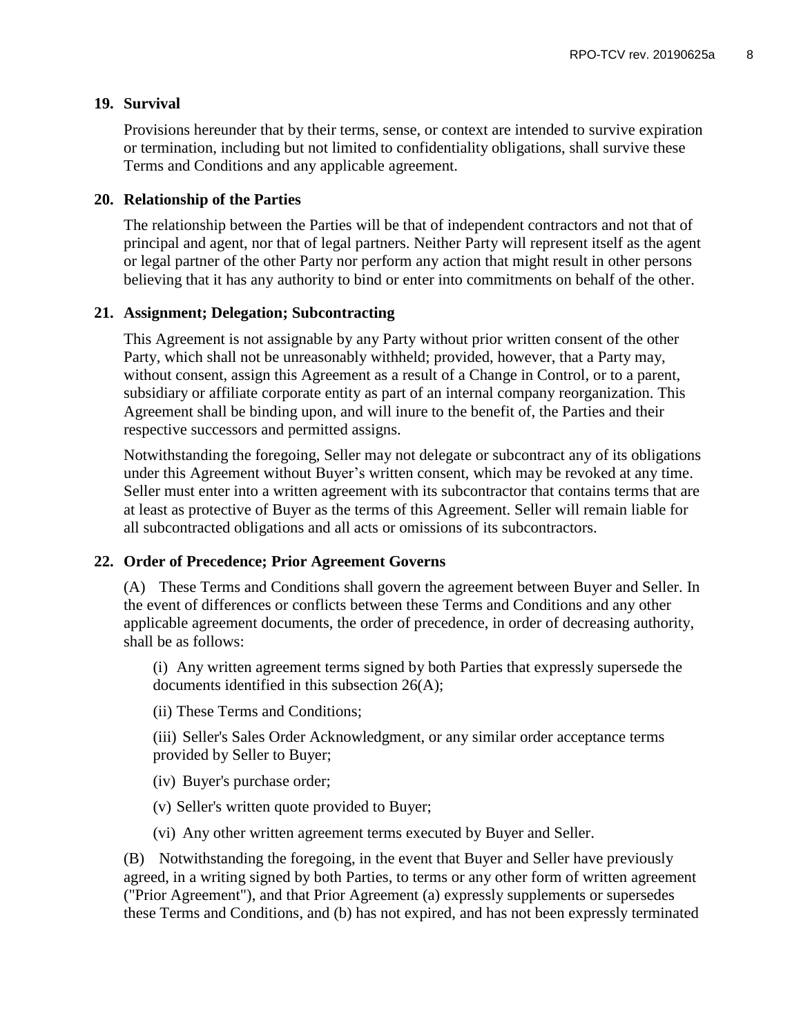## 19. Survival

Provisions hereunder that by their terms, sense, or context are intended to survive expiration or termination, including but not limited to confidentiality obligations, shall survive these Terms and Conditions and any applicable agreement.

## 20. Relationship of the Parties

The relationship between the Parties will be that of independent contractors and not that of principal and agent, nor that of legal partners. Neither Party will represent itself as the agent or legal partner of the other Party nor perform any action that might result in other persons believing that it has any authority to bind or enter into commitments on behalf of the other.

## 21. Assignment; Delegation; Subcontracting

This Agreement is not assignable by any Party without prior written consent of the other Party, which shall not be unreasonably withheld; provided, however, that a Party may, without consent, assign this Agreement as a result of a Change in Control, or to a parent, subsidiary or affiliate corporate entity as part of an internal company reorganization. This Agreement shall be binding upon, and will inure to the benefit of, the Parties and their respective successors and permitted assigns.

Notwithstanding the foregoing, Seller may not delegate or subcontract any of its obligations under this Agreement without Buyer's written consent, which may be revoked at any time. Seller must enter into a written agreement with its subcontractor that contains terms that are at least as protective of Buyer as the terms of this Agreement. Seller will remain liable for all subcontracted obligations and all acts or omissions of its subcontractors.

## 22. Order of Precedence; Prior Agreement Governs

(A) These Terms and Conditions shall govern the agreement between Buyer and Seller. In the event of differences or conflicts between these Terms and Conditions and any other applicable agreement documents, the order of precedence, in order of decreasing authority, shall be as follows:

(i) Any written agreement terms signed by both Parties that expressly supersede the documents identified in this subsection 26(A);

(ii) These Terms and Conditions;

(iii) Seller's Sales Order Acknowledgment, or any similar order acceptance terms provided by Seller to Buyer;

(iv) Buyer's purchase order;

(v) Seller's written quote provided to Buyer;

(vi) Any other written agreement terms executed by Buyer and Seller.

(B) Notwithstanding the foregoing, in the event that Buyer and Seller have previously agreed, in a writing signed by both Parties, to terms or any other form of written agreement ("Prior Agreement"), and that Prior Agreement (a) expressly supplements or supersedes these Terms and Conditions, and (b) has not expired, and has not been expressly terminated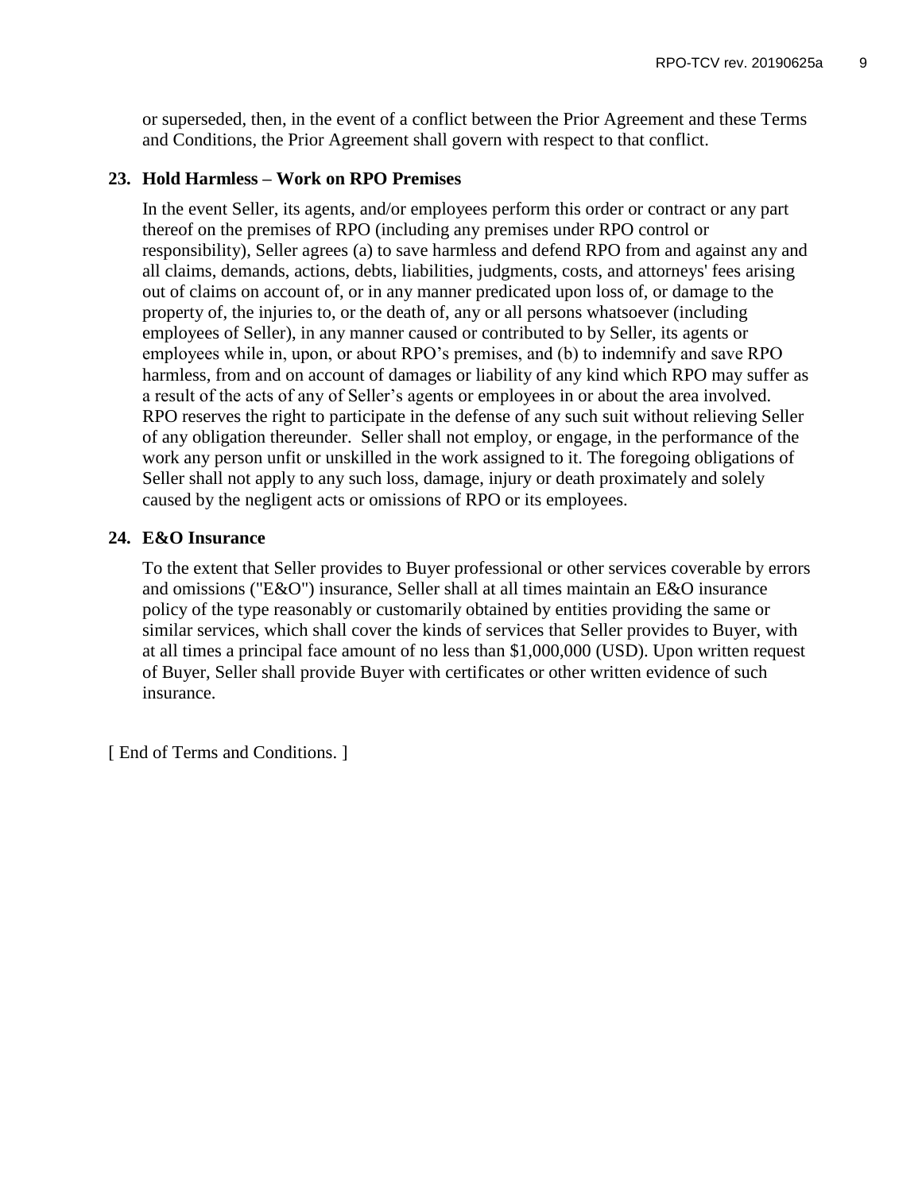or superseded, then, in the event of a conflict between the Prior Agreement and these Terms and Conditions, the Prior Agreement shall govern with respect to that conflict.

## 23. Hold Harmless – Work on RPO Premises

In the event Seller, its agents, and/or employees perform this order or contract or any part thereof on the premises of RPO (including any premises under RPO control or responsibility), Seller agrees (a) to save harmless and defend RPO from and against any and all claims, demands, actions, debts, liabilities, judgments, costs, and attorneys' fees arising out of claims on account of, or in any manner predicated upon loss of, or damage to the property of, the injuries to, or the death of, any or all persons whatsoever (including employees of Seller), in any manner caused or contributed to by Seller, its agents or employees while in, upon, or about RPO's premises, and (b) to indemnify and save RPO harmless, from and on account of damages or liability of any kind which RPO may suffer as a result of the acts of any of Seller's agents or employees in or about the area involved. RPO reserves the right to participate in the defense of any such suit without relieving Seller of any obligation thereunder. Seller shall not employ, or engage, in the performance of the work any person unfit or unskilled in the work assigned to it. The foregoing obligations of Seller shall not apply to any such loss, damage, injury or death proximately and solely caused by the negligent acts or omissions of RPO or its employees.

## 24. E&O Insurance

To the extent that Seller provides to Buyer professional or other services coverable by errors and omissions ("E&O") insurance, Seller shall at all times maintain an E&O insurance policy of the type reasonably or customarily obtained by entities providing the same or similar services, which shall cover the kinds of services that Seller provides to Buyer, with at all times a principal face amount of no less than $1,000,000 (USD). Upon written request of Buyer, Seller shall provide Buyer with certificates or other written evidence of such insurance.

[ End of Terms and Conditions. ]